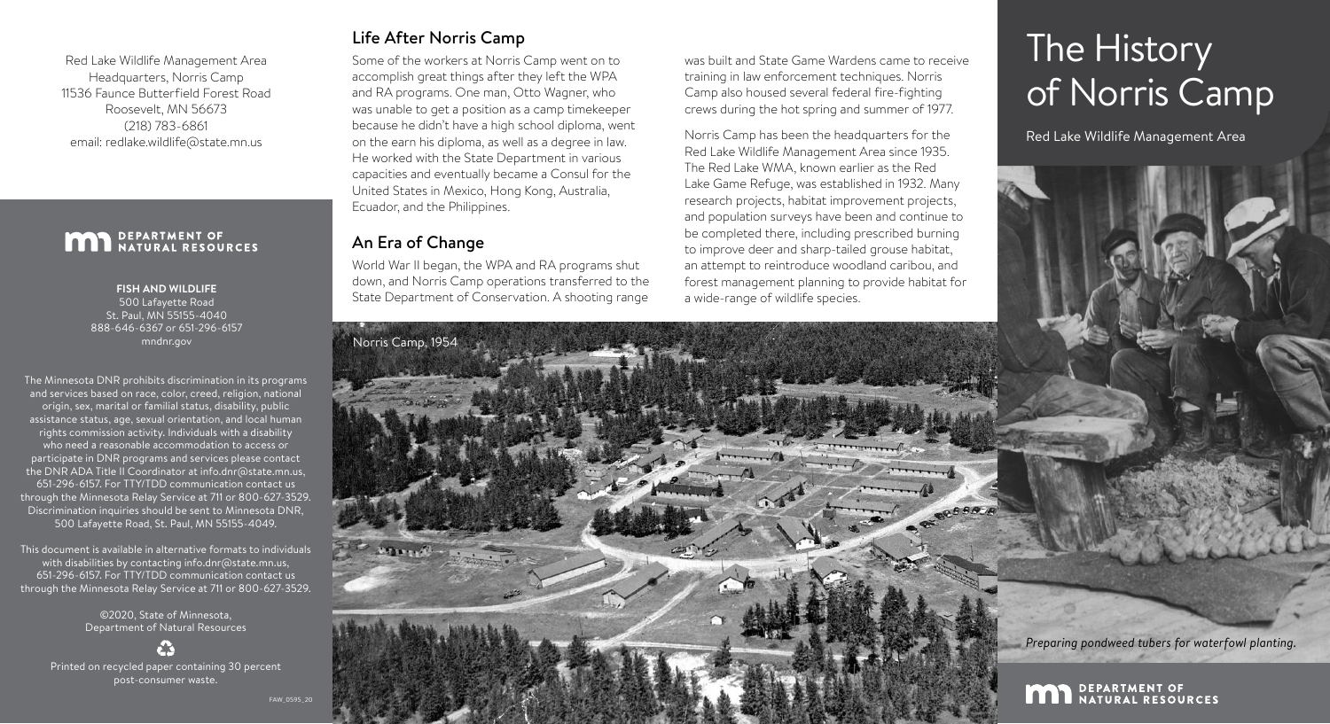Red Lake Wildlife Management Area
Headquarters, Norris Camp
11536 Faunce Butterfield Forest Road
Roosevelt, MN 56673
(218) 783-6861
email: redlake.wildlife@state.mn.us

DEPARTMENT OF NATURAL RESOURCES

**FISH AND WILDLIFE**
500 Lafayette Road
St. Paul, MN 55155-4040
888-646-6367 or 651-296-6157
mndnr.gov

The Minnesota DNR prohibits discrimination in its programs and services based on race, color, creed, religion, national origin, sex, marital or familial status, disability, public assistance status, age, sexual orientation, and local human rights commission activity. Individuals with a disability who need a reasonable accommodation to access or participate in DNR programs and services please contact the DNR ADA Title II Coordinator at info.dnr@state.mn.us, 651-296-6157. For TTY/TDD communication contact us through the Minnesota Relay Service at 711 or 800-627-3529. Discrimination inquiries should be sent to Minnesota DNR, 500 Lafayette Road, St. Paul, MN 55155-4049.

This document is available in alternative formats to individuals with disabilities by contacting info.dnr@state.mn.us, 651-296-6157. For TTY/TDD communication contact us through the Minnesota Relay Service at 711 or 800-627-3529.

©2020, State of Minnesota,
Department of Natural Resources

Printed on recycled paper containing 30 percent post-consumer waste.

FAW_0595_20

## Life After Norris Camp

Some of the workers at Norris Camp went on to accomplish great things after they left the WPA and RA programs. One man, Otto Wagner, who was unable to get a position as a camp timekeeper because he didn't have a high school diploma, went on the earn his diploma, as well as a degree in law. He worked with the State Department in various capacities and eventually became a Consul for the United States in Mexico, Hong Kong, Australia, Ecuador, and the Philippines.

## An Era of Change

World War II began, the WPA and RA programs shut down, and Norris Camp operations transferred to the State Department of Conservation. A shooting range was built and State Game Wardens came to receive training in law enforcement techniques. Norris Camp also housed several federal fire-fighting crews during the hot spring and summer of 1977.

Norris Camp has been the headquarters for the Red Lake Wildlife Management Area since 1935. The Red Lake WMA, known earlier as the Red Lake Game Refuge, was established in 1932. Many research projects, habitat improvement projects, and population surveys have been and continue to be completed there, including prescribed burning to improve deer and sharp-tailed grouse habitat, an attempt to reintroduce woodland caribou, and forest management planning to provide habitat for a wide-range of wildlife species.

Norris Camp, 1954

# The History of Norris Camp

Red Lake Wildlife Management Area

*Preparing pondweed tubers for waterfowl planting.*

DEPARTMENT OF NATURAL RESOURCES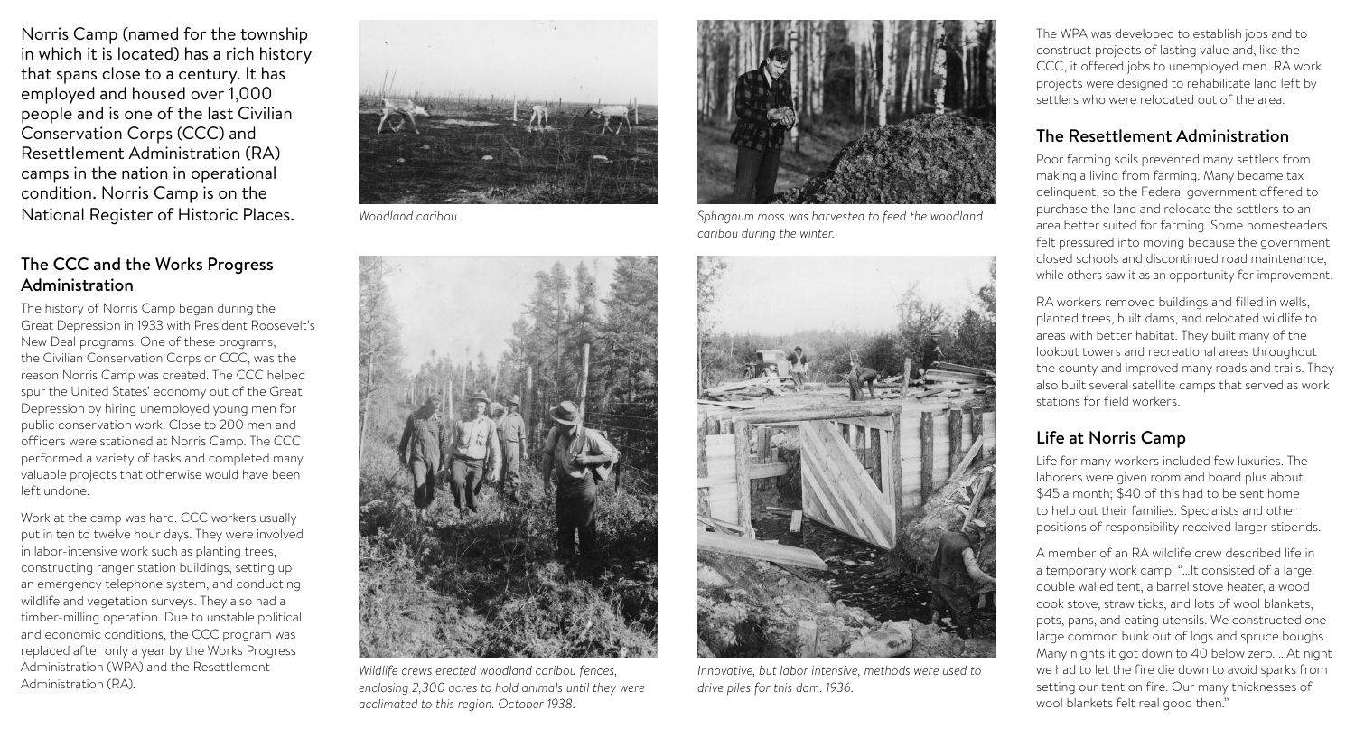Norris Camp (named for the township in which it is located) has a rich history that spans close to a century. It has employed and housed over 1,000 people and is one of the last Civilian Conservation Corps (CCC) and Resettlement Administration (RA) camps in the nation in operational condition. Norris Camp is on the National Register of Historic Places.

## The CCC and the Works Progress Administration

The history of Norris Camp began during the Great Depression in 1933 with President Roosevelt's New Deal programs. One of these programs, the Civilian Conservation Corps or CCC, was the reason Norris Camp was created. The CCC helped spur the United States' economy out of the Great Depression by hiring unemployed young men for public conservation work. Close to 200 men and officers were stationed at Norris Camp. The CCC performed a variety of tasks and completed many valuable projects that otherwise would have been left undone.

Work at the camp was hard. CCC workers usually put in ten to twelve hour days. They were involved in labor-intensive work such as planting trees, constructing ranger station buildings, setting up an emergency telephone system, and conducting wildlife and vegetation surveys. They also had a timber-milling operation. Due to unstable political and economic conditions, the CCC program was replaced after only a year by the Works Progress Administration (WPA) and the Resettlement Administration (RA).

*Woodland caribou.*

*Sphagnum moss was harvested to feed the woodland caribou during the winter.*

*Wildlife crews erected woodland caribou fences, enclosing 2,300 acres to hold animals until they were acclimated to this region. October 1938.*

*Innovative, but labor intensive, methods were used to drive piles for this dam. 1936.*

The WPA was developed to establish jobs and to construct projects of lasting value and, like the CCC, it offered jobs to unemployed men. RA work projects were designed to rehabilitate land left by settlers who were relocated out of the area.

## The Resettlement Administration

Poor farming soils prevented many settlers from making a living from farming. Many became tax delinquent, so the Federal government offered to purchase the land and relocate the settlers to an area better suited for farming. Some homesteaders felt pressured into moving because the government closed schools and discontinued road maintenance, while others saw it as an opportunity for improvement.

RA workers removed buildings and filled in wells, planted trees, built dams, and relocated wildlife to areas with better habitat. They built many of the lookout towers and recreational areas throughout the county and improved many roads and trails. They also built several satellite camps that served as work stations for field workers.

## Life at Norris Camp

Life for many workers included few luxuries. The laborers were given room and board plus about $45 a month; $40 of this had to be sent home to help out their families. Specialists and other positions of responsibility received larger stipends.

A member of an RA wildlife crew described life in a temporary work camp: "...It consisted of a large, double walled tent, a barrel stove heater, a wood cook stove, straw ticks, and lots of wool blankets, pots, pans, and eating utensils. We constructed one large common bunk out of logs and spruce boughs. Many nights it got down to 40 below zero. ...At night we had to let the fire die down to avoid sparks from setting our tent on fire. Our many thicknesses of wool blankets felt real good then."